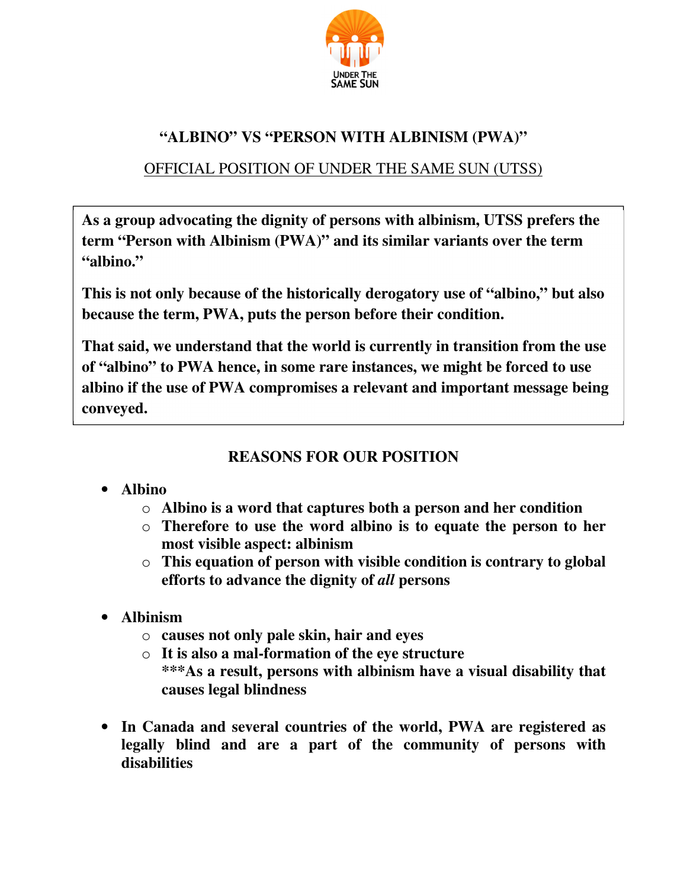UNDER THE SAME SUN

# "ALBINO" VS "PERSON WITH ALBINISM (PWA)"

## OFFICIAL POSITION OF UNDER THE SAME SUN (UTSS)

**As a group advocating the dignity of persons with albinism, UTSS prefers the term "Person with Albinism (PWA)" and its similar variants over the term "albino."**

**This is not only because of the historically derogatory use of "albino," but also because the term, PWA, puts the person before their condition.**

**That said, we understand that the world is currently in transition from the use of "albino" to PWA hence, in some rare instances, we might be forced to use albino if the use of PWA compromises a relevant and important message being conveyed.**

## REASONS FOR OUR POSITION

- **Albino**
  - **Albino is a word that captures both a person and her condition**
  - **Therefore to use the word albino is to equate the person to her most visible aspect: albinism**
  - **This equation of person with visible condition is contrary to global efforts to advance the dignity of *all* persons**

- **Albinism**
  - **causes not only pale skin, hair and eyes**
  - **It is also a mal-formation of the eye structure**
    **\*\*\*As a result, persons with albinism have a visual disability that causes legal blindness**

- **In Canada and several countries of the world, PWA are registered as legally blind and are a part of the community of persons with disabilities**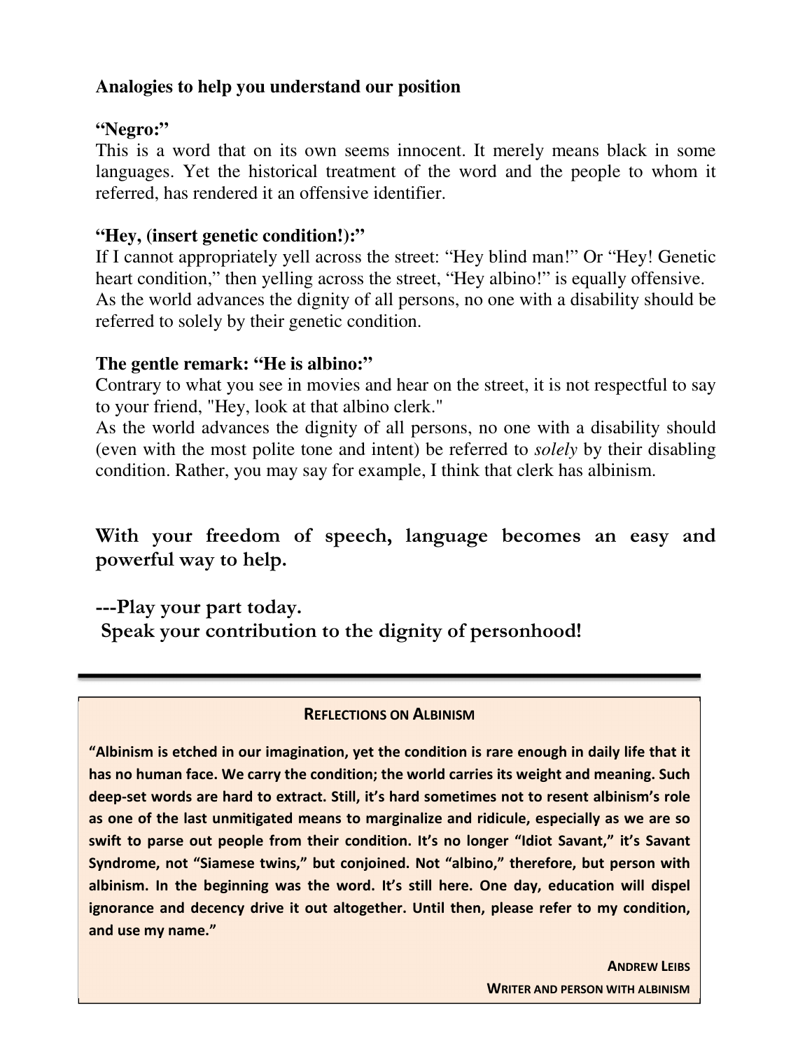**Analogies to help you understand our position**

**"Negro:"**

This is a word that on its own seems innocent. It merely means black in some languages. Yet the historical treatment of the word and the people to whom it referred, has rendered it an offensive identifier.

**"Hey, (insert genetic condition!):"**

If I cannot appropriately yell across the street: "Hey blind man!" Or "Hey! Genetic heart condition," then yelling across the street, "Hey albino!" is equally offensive.
As the world advances the dignity of all persons, no one with a disability should be referred to solely by their genetic condition.

**The gentle remark: "He is albino:"**

Contrary to what you see in movies and hear on the street, it is not respectful to say to your friend, "Hey, look at that albino clerk."
As the world advances the dignity of all persons, no one with a disability should (even with the most polite tone and intent) be referred to *solely* by their disabling condition. Rather, you may say for example, I think that clerk has albinism.

**With your freedom of speech, language becomes an easy and powerful way to help.**

**---Play your part today.**
**Speak your contribution to the dignity of personhood!**

---

**REFLECTIONS ON ALBINISM**

**"Albinism is etched in our imagination, yet the condition is rare enough in daily life that it has no human face. We carry the condition; the world carries its weight and meaning. Such deep-set words are hard to extract. Still, it's hard sometimes not to resent albinism's role as one of the last unmitigated means to marginalize and ridicule, especially as we are so swift to parse out people from their condition. It's no longer "Idiot Savant," it's Savant Syndrome, not "Siamese twins," but conjoined. Not "albino," therefore, but person with albinism. In the beginning was the word. It's still here. One day, education will dispel ignorance and decency drive it out altogether. Until then, please refer to my condition, and use my name."**

**ANDREW LEIBS**
**WRITER AND PERSON WITH ALBINISM**